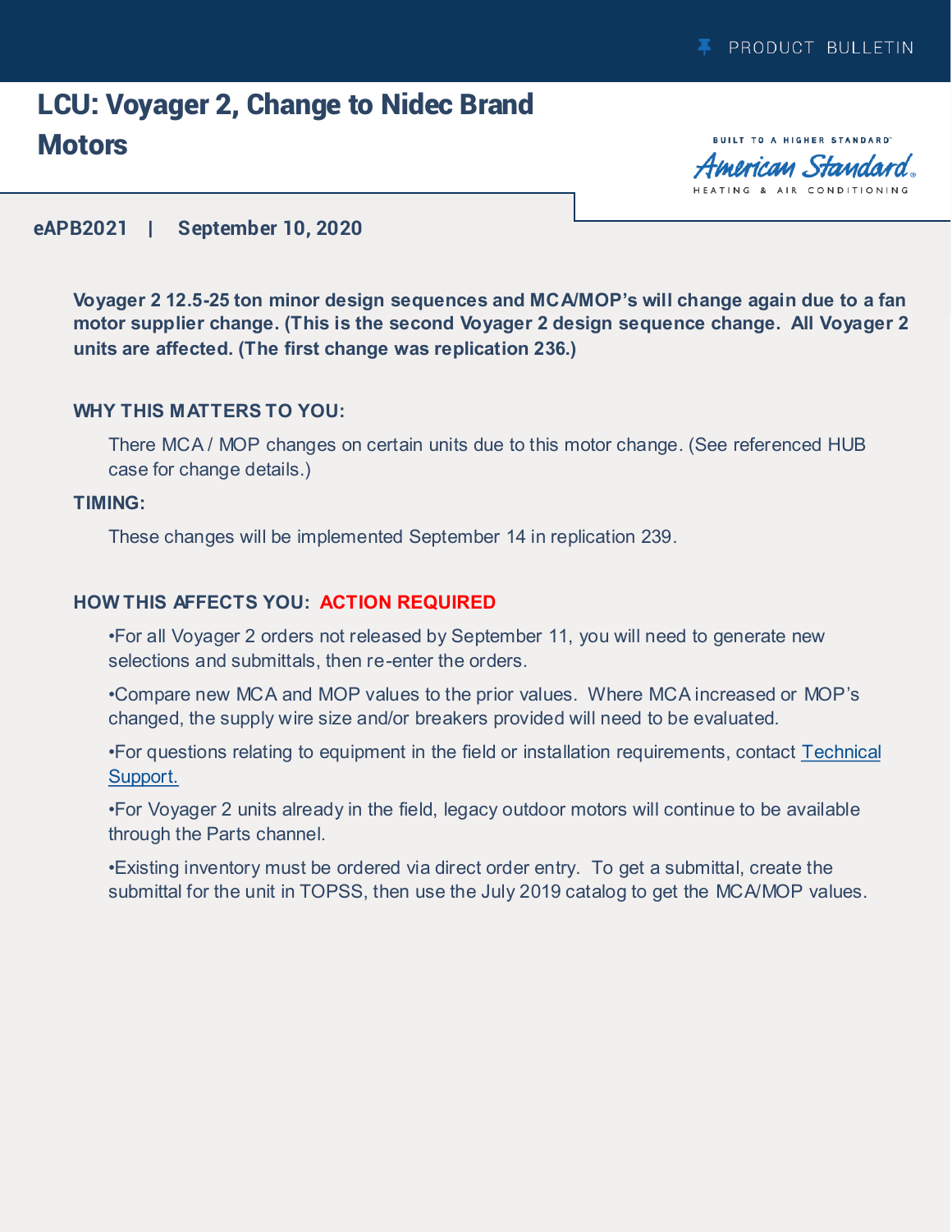PRODUCT BULLETIN

# LCU: Voyager 2, Change to Nidec Brand Motors

BUILT TO A HIGHER STANDARD™ American Standard® HEATING & AIR CONDITIONING

**eAPB2021 | September 10, 2020**

**Voyager 2 12.5-25 ton minor design sequences and MCA/MOP's will change again due to a fan motor supplier change. (This is the second Voyager 2 design sequence change. All Voyager 2 units are affected. (The first change was replication 236.)**

### WHY THIS MATTERS TO YOU:

There MCA / MOP changes on certain units due to this motor change. (See referenced HUB case for change details.)

### TIMING:

These changes will be implemented September 14 in replication 239.

### HOW THIS AFFECTS YOU: ACTION REQUIRED

•For all Voyager 2 orders not released by September 11, you will need to generate new selections and submittals, then re-enter the orders.

•Compare new MCA and MOP values to the prior values. Where MCA increased or MOP's changed, the supply wire size and/or breakers provided will need to be evaluated.

•For questions relating to equipment in the field or installation requirements, contact Technical Support.

•For Voyager 2 units already in the field, legacy outdoor motors will continue to be available through the Parts channel.

•Existing inventory must be ordered via direct order entry. To get a submittal, create the submittal for the unit in TOPSS, then use the July 2019 catalog to get the MCA/MOP values.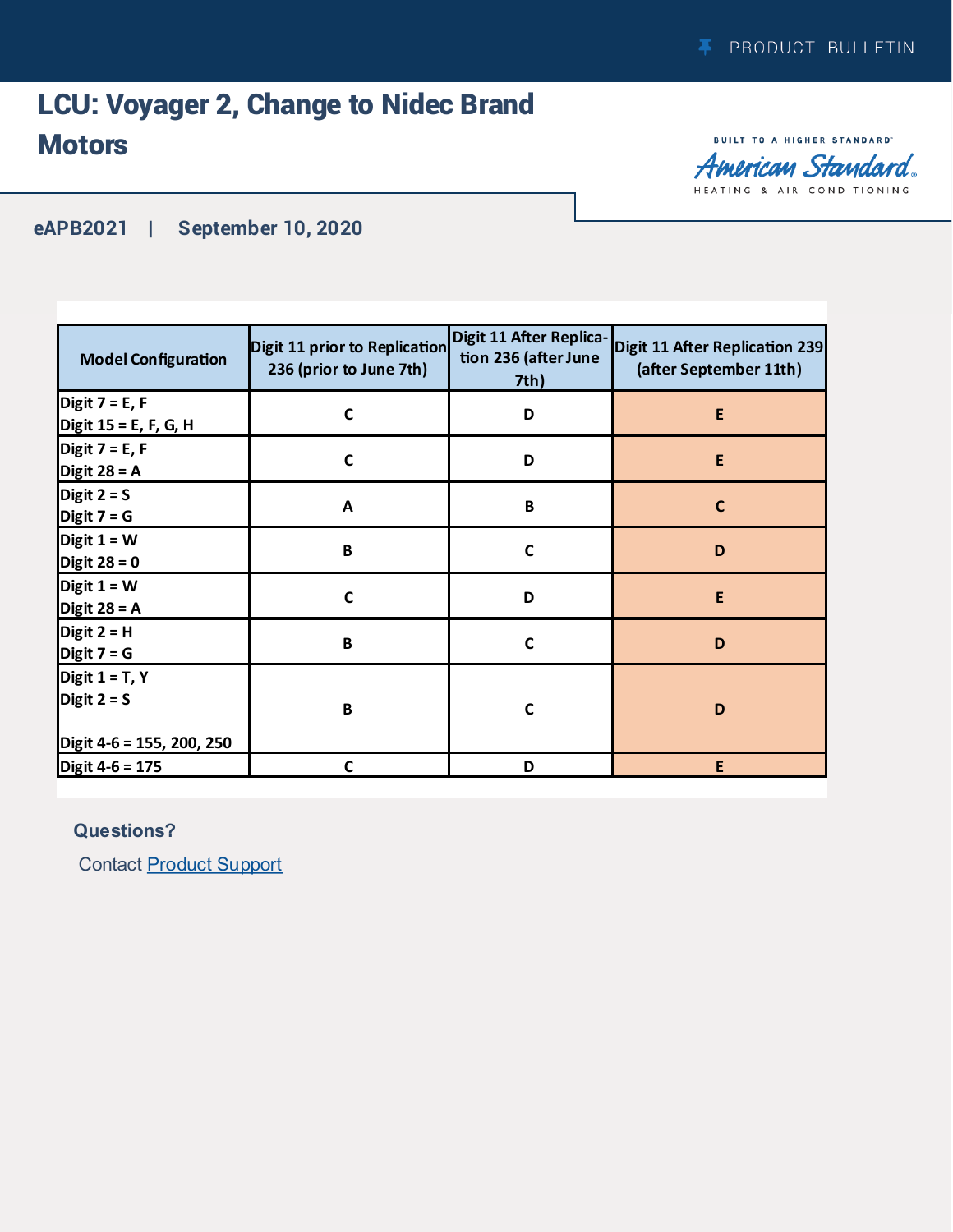# LCU: Voyager 2, Change to Nidec Brand Motors

**eAPB2021 | September 10, 2020**

| Model Configuration | Digit 11 prior to Replication 236 (prior to June 7th) | Digit 11 After Replication 236 (after June 7th) | Digit 11 After Replication 239 (after September 11th) |
|---|---|---|---|
| Digit 7 = E, F<br>Digit 15 = E, F, G, H | C | D | E |
| Digit 7 = E, F<br>Digit 28 = A | C | D | E |
| Digit 2 = S<br>Digit 7 = G | A | B | C |
| Digit 1 = W<br>Digit 28 = 0 | B | C | D |
| Digit 1 = W<br>Digit 28 = A | C | D | E |
| Digit 2 = H<br>Digit 7 = G | B | C | D |
| Digit 1 = T, Y<br>Digit 2 = S<br><br>Digit 4-6 = 155, 200, 250 | B | C | D |
| Digit 4-6 = 175 | C | D | E |

**Questions?**

Contact Product Support